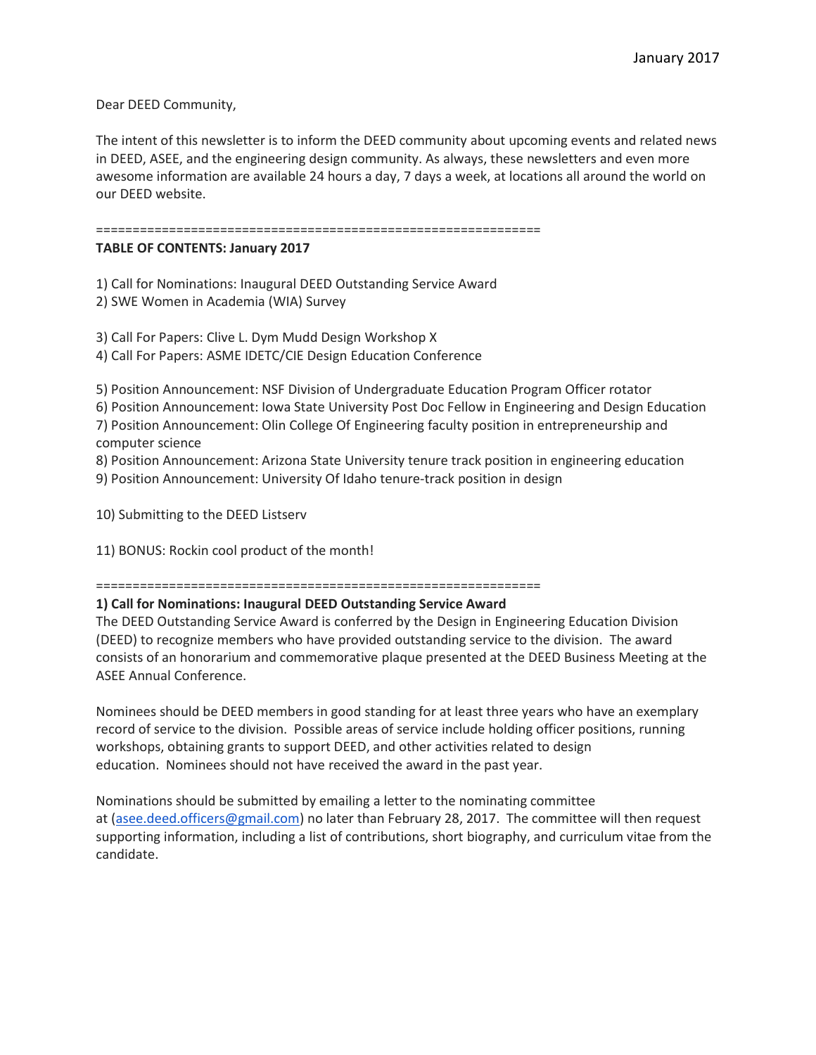January 2017

Dear DEED Community,

The intent of this newsletter is to inform the DEED community about upcoming events and related news in DEED, ASEE, and the engineering design community. As always, these newsletters and even more awesome information are available 24 hours a day, 7 days a week, at locations all around the world on our DEED website.

============================================================

**TABLE OF CONTENTS: January 2017**

1) Call for Nominations: Inaugural DEED Outstanding Service Award
2) SWE Women in Academia (WIA) Survey

3) Call For Papers: Clive L. Dym Mudd Design Workshop X
4) Call For Papers: ASME IDETC/CIE Design Education Conference

5) Position Announcement: NSF Division of Undergraduate Education Program Officer rotator
6) Position Announcement: Iowa State University Post Doc Fellow in Engineering and Design Education
7) Position Announcement: Olin College Of Engineering faculty position in entrepreneurship and computer science
8) Position Announcement: Arizona State University tenure track position in engineering education
9) Position Announcement: University Of Idaho tenure-track position in design

10) Submitting to the DEED Listserv

11) BONUS: Rockin cool product of the month!

============================================================

**1) Call for Nominations: Inaugural DEED Outstanding Service Award**

The DEED Outstanding Service Award is conferred by the Design in Engineering Education Division (DEED) to recognize members who have provided outstanding service to the division. The award consists of an honorarium and commemorative plaque presented at the DEED Business Meeting at the ASEE Annual Conference.

Nominees should be DEED members in good standing for at least three years who have an exemplary record of service to the division. Possible areas of service include holding officer positions, running workshops, obtaining grants to support DEED, and other activities related to design education. Nominees should not have received the award in the past year.

Nominations should be submitted by emailing a letter to the nominating committee at (asee.deed.officers@gmail.com) no later than February 28, 2017. The committee will then request supporting information, including a list of contributions, short biography, and curriculum vitae from the candidate.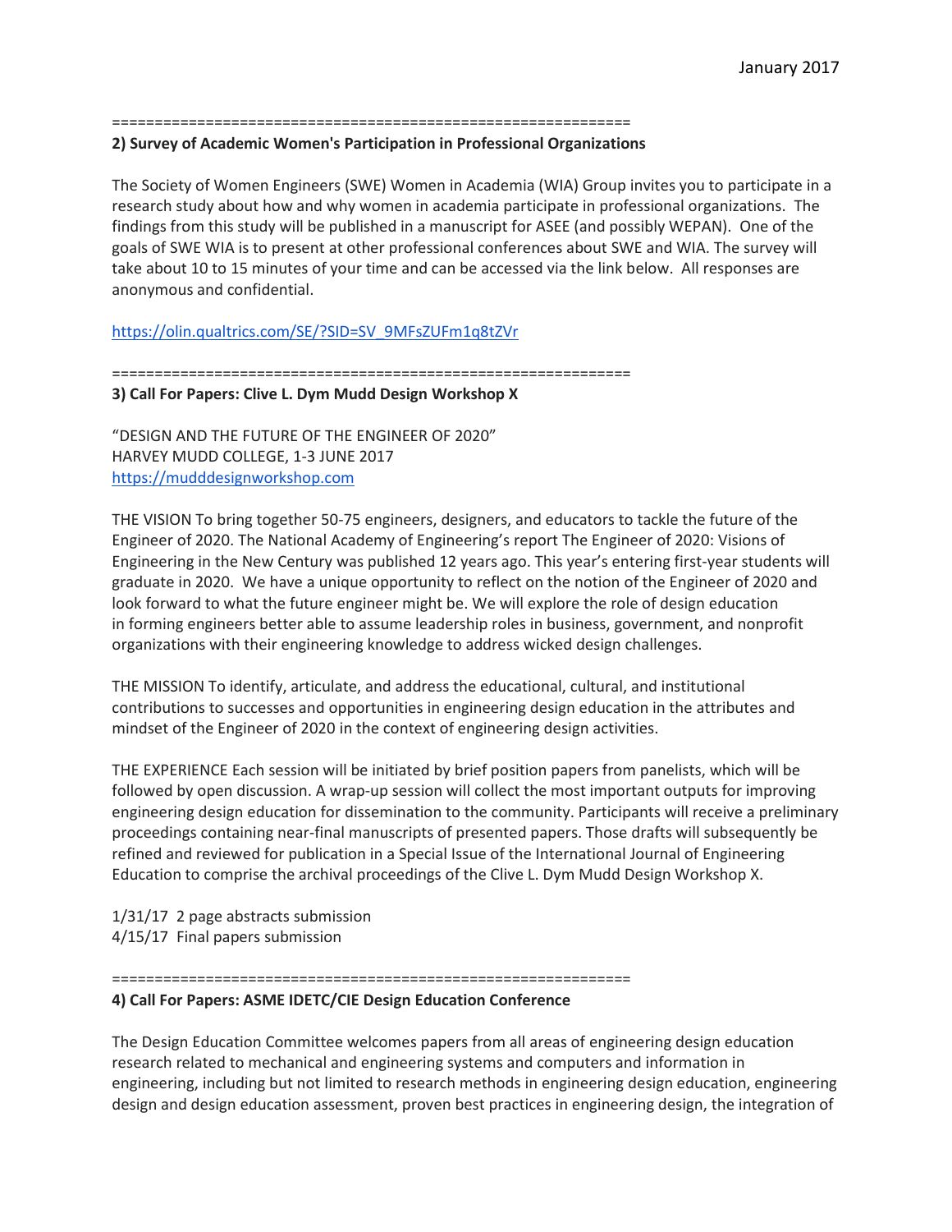============================================================

**2) Survey of Academic Women's Participation in Professional Organizations**

The Society of Women Engineers (SWE) Women in Academia (WIA) Group invites you to participate in a research study about how and why women in academia participate in professional organizations. The findings from this study will be published in a manuscript for ASEE (and possibly WEPAN). One of the goals of SWE WIA is to present at other professional conferences about SWE and WIA. The survey will take about 10 to 15 minutes of your time and can be accessed via the link below. All responses are anonymous and confidential.

https://olin.qualtrics.com/SE/?SID=SV_9MFsZUFm1q8tZVr

============================================================

**3) Call For Papers: Clive L. Dym Mudd Design Workshop X**

"DESIGN AND THE FUTURE OF THE ENGINEER OF 2020"
HARVEY MUDD COLLEGE, 1-3 JUNE 2017
https://mudddesignworkshop.com

THE VISION To bring together 50-75 engineers, designers, and educators to tackle the future of the Engineer of 2020. The National Academy of Engineering's report The Engineer of 2020: Visions of Engineering in the New Century was published 12 years ago. This year's entering first-year students will graduate in 2020. We have a unique opportunity to reflect on the notion of the Engineer of 2020 and look forward to what the future engineer might be. We will explore the role of design education in forming engineers better able to assume leadership roles in business, government, and nonprofit organizations with their engineering knowledge to address wicked design challenges.

THE MISSION To identify, articulate, and address the educational, cultural, and institutional contributions to successes and opportunities in engineering design education in the attributes and mindset of the Engineer of 2020 in the context of engineering design activities.

THE EXPERIENCE Each session will be initiated by brief position papers from panelists, which will be followed by open discussion. A wrap-up session will collect the most important outputs for improving engineering design education for dissemination to the community. Participants will receive a preliminary proceedings containing near-final manuscripts of presented papers. Those drafts will subsequently be refined and reviewed for publication in a Special Issue of the International Journal of Engineering Education to comprise the archival proceedings of the Clive L. Dym Mudd Design Workshop X.

1/31/17 2 page abstracts submission
4/15/17 Final papers submission

============================================================

**4) Call For Papers: ASME IDETC/CIE Design Education Conference**

The Design Education Committee welcomes papers from all areas of engineering design education research related to mechanical and engineering systems and computers and information in engineering, including but not limited to research methods in engineering design education, engineering design and design education assessment, proven best practices in engineering design, the integration of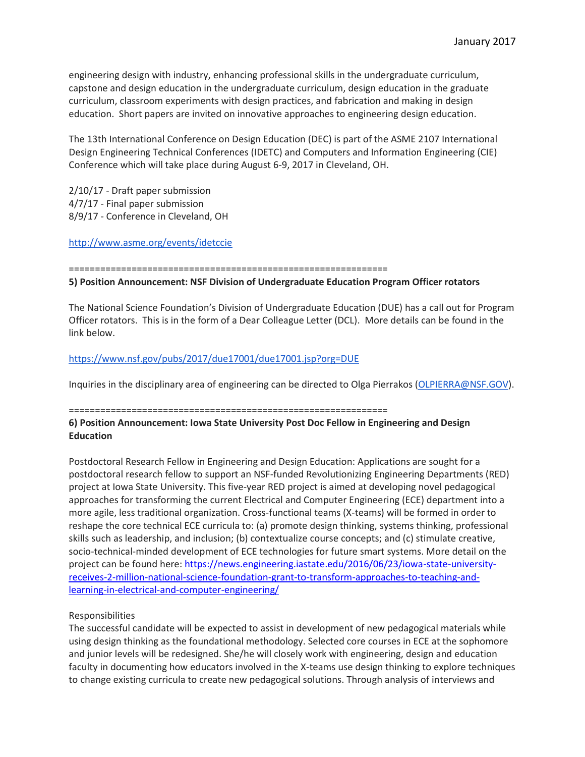engineering design with industry, enhancing professional skills in the undergraduate curriculum, capstone and design education in the undergraduate curriculum, design education in the graduate curriculum, classroom experiments with design practices, and fabrication and making in design education. Short papers are invited on innovative approaches to engineering design education.

The 13th International Conference on Design Education (DEC) is part of the ASME 2107 International Design Engineering Technical Conferences (IDETC) and Computers and Information Engineering (CIE) Conference which will take place during August 6-9, 2017 in Cleveland, OH.

2/10/17 - Draft paper submission  
4/7/17 - Final paper submission  
8/9/17 - Conference in Cleveland, OH

http://www.asme.org/events/idetccie

==============================================================

**5) Position Announcement: NSF Division of Undergraduate Education Program Officer rotators**

The National Science Foundation's Division of Undergraduate Education (DUE) has a call out for Program Officer rotators. This is in the form of a Dear Colleague Letter (DCL). More details can be found in the link below.

https://www.nsf.gov/pubs/2017/due17001/due17001.jsp?org=DUE

Inquiries in the disciplinary area of engineering can be directed to Olga Pierrakos (OLPIERRA@NSF.GOV).

==============================================================

**6) Position Announcement: Iowa State University Post Doc Fellow in Engineering and Design Education**

Postdoctoral Research Fellow in Engineering and Design Education: Applications are sought for a postdoctoral research fellow to support an NSF-funded Revolutionizing Engineering Departments (RED) project at Iowa State University. This five-year RED project is aimed at developing novel pedagogical approaches for transforming the current Electrical and Computer Engineering (ECE) department into a more agile, less traditional organization. Cross-functional teams (X-teams) will be formed in order to reshape the core technical ECE curricula to: (a) promote design thinking, systems thinking, professional skills such as leadership, and inclusion; (b) contextualize course concepts; and (c) stimulate creative, socio-technical-minded development of ECE technologies for future smart systems. More detail on the project can be found here: https://news.engineering.iastate.edu/2016/06/23/iowa-state-university-receives-2-million-national-science-foundation-grant-to-transform-approaches-to-teaching-and-learning-in-electrical-and-computer-engineering/

Responsibilities  
The successful candidate will be expected to assist in development of new pedagogical materials while using design thinking as the foundational methodology. Selected core courses in ECE at the sophomore and junior levels will be redesigned. She/he will closely work with engineering, design and education faculty in documenting how educators involved in the X-teams use design thinking to explore techniques to change existing curricula to create new pedagogical solutions. Through analysis of interviews and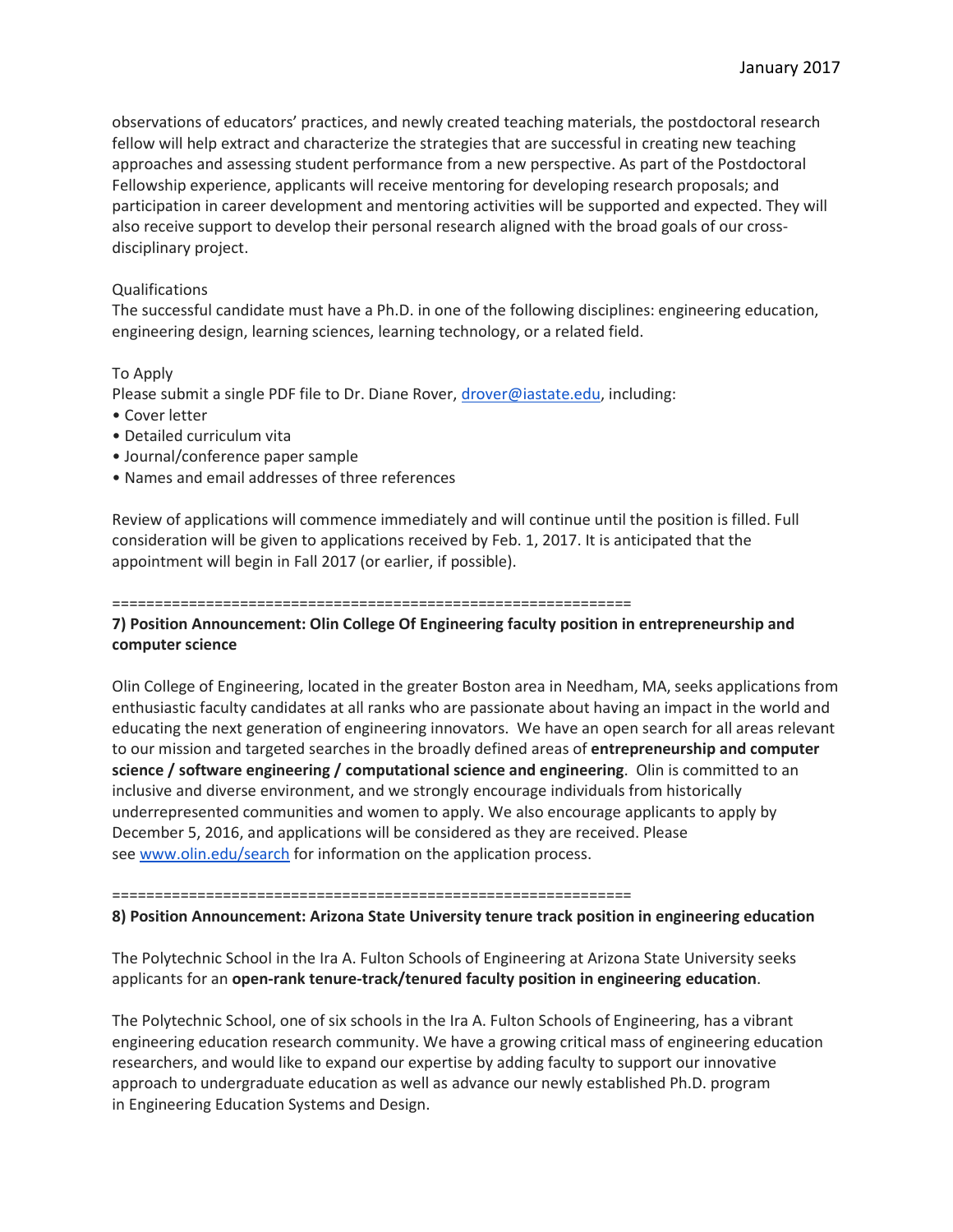observations of educators' practices, and newly created teaching materials, the postdoctoral research fellow will help extract and characterize the strategies that are successful in creating new teaching approaches and assessing student performance from a new perspective. As part of the Postdoctoral Fellowship experience, applicants will receive mentoring for developing research proposals; and participation in career development and mentoring activities will be supported and expected. They will also receive support to develop their personal research aligned with the broad goals of our cross-disciplinary project.

Qualifications

The successful candidate must have a Ph.D. in one of the following disciplines: engineering education, engineering design, learning sciences, learning technology, or a related field.

To Apply

Please submit a single PDF file to Dr. Diane Rover, drover@iastate.edu, including:

- Cover letter
- Detailed curriculum vita
- Journal/conference paper sample
- Names and email addresses of three references

Review of applications will commence immediately and will continue until the position is filled. Full consideration will be given to applications received by Feb. 1, 2017. It is anticipated that the appointment will begin in Fall 2017 (or earlier, if possible).

==============================================================

**7) Position Announcement: Olin College Of Engineering faculty position in entrepreneurship and computer science**

Olin College of Engineering, located in the greater Boston area in Needham, MA, seeks applications from enthusiastic faculty candidates at all ranks who are passionate about having an impact in the world and educating the next generation of engineering innovators. We have an open search for all areas relevant to our mission and targeted searches in the broadly defined areas of **entrepreneurship and computer science / software engineering / computational science and engineering**. Olin is committed to an inclusive and diverse environment, and we strongly encourage individuals from historically underrepresented communities and women to apply. We also encourage applicants to apply by December 5, 2016, and applications will be considered as they are received. Please see www.olin.edu/search for information on the application process.

==============================================================

**8) Position Announcement: Arizona State University tenure track position in engineering education**

The Polytechnic School in the Ira A. Fulton Schools of Engineering at Arizona State University seeks applicants for an **open-rank tenure-track/tenured faculty position in engineering education**.

The Polytechnic School, one of six schools in the Ira A. Fulton Schools of Engineering, has a vibrant engineering education research community. We have a growing critical mass of engineering education researchers, and would like to expand our expertise by adding faculty to support our innovative approach to undergraduate education as well as advance our newly established Ph.D. program in Engineering Education Systems and Design.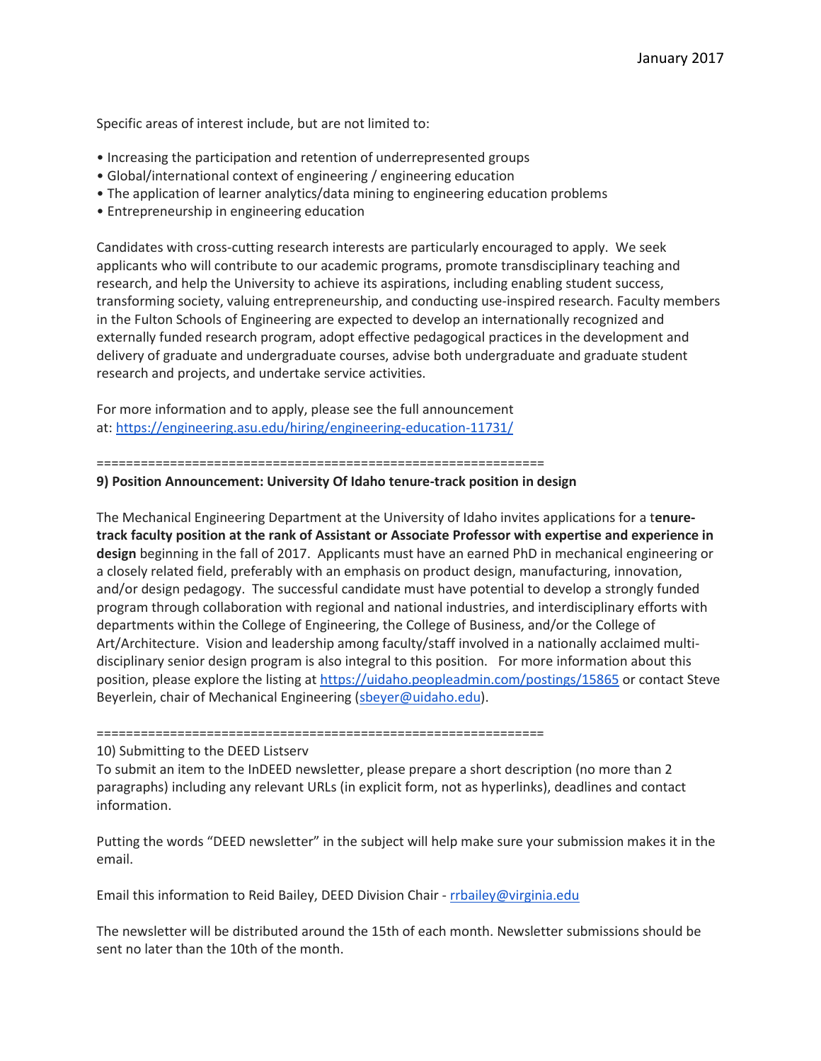Specific areas of interest include, but are not limited to:

- Increasing the participation and retention of underrepresented groups
- Global/international context of engineering / engineering education
- The application of learner analytics/data mining to engineering education problems
- Entrepreneurship in engineering education

Candidates with cross-cutting research interests are particularly encouraged to apply. We seek applicants who will contribute to our academic programs, promote transdisciplinary teaching and research, and help the University to achieve its aspirations, including enabling student success, transforming society, valuing entrepreneurship, and conducting use-inspired research. Faculty members in the Fulton Schools of Engineering are expected to develop an internationally recognized and externally funded research program, adopt effective pedagogical practices in the development and delivery of graduate and undergraduate courses, advise both undergraduate and graduate student research and projects, and undertake service activities.

For more information and to apply, please see the full announcement at: https://engineering.asu.edu/hiring/engineering-education-11731/

============================================================

**9) Position Announcement: University Of Idaho tenure-track position in design**

The Mechanical Engineering Department at the University of Idaho invites applications for a t**enure-track faculty position at the rank of Assistant or Associate Professor with expertise and experience in design** beginning in the fall of 2017. Applicants must have an earned PhD in mechanical engineering or a closely related field, preferably with an emphasis on product design, manufacturing, innovation, and/or design pedagogy. The successful candidate must have potential to develop a strongly funded program through collaboration with regional and national industries, and interdisciplinary efforts with departments within the College of Engineering, the College of Business, and/or the College of Art/Architecture. Vision and leadership among faculty/staff involved in a nationally acclaimed multi-disciplinary senior design program is also integral to this position. For more information about this position, please explore the listing at https://uidaho.peopleadmin.com/postings/15865 or contact Steve Beyerlein, chair of Mechanical Engineering (sbeyer@uidaho.edu).

============================================================

10) Submitting to the DEED Listserv

To submit an item to the InDEED newsletter, please prepare a short description (no more than 2 paragraphs) including any relevant URLs (in explicit form, not as hyperlinks), deadlines and contact information.

Putting the words "DEED newsletter" in the subject will help make sure your submission makes it in the email.

Email this information to Reid Bailey, DEED Division Chair - rrbailey@virginia.edu

The newsletter will be distributed around the 15th of each month. Newsletter submissions should be sent no later than the 10th of the month.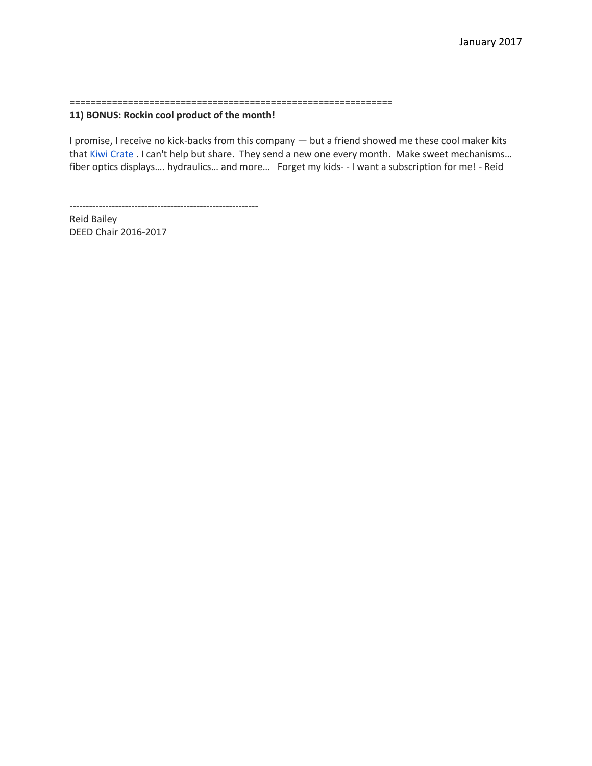===============================================================

**11) BONUS: Rockin cool product of the month!**

I promise, I receive no kick-backs from this company — but a friend showed me these cool maker kits that Kiwi Crate . I can't help but share. They send a new one every month. Make sweet mechanisms… fiber optics displays…. hydraulics… and more… Forget my kids- - I want a subscription for me! - Reid

----------------------------------------------------------

Reid Bailey
DEED Chair 2016-2017